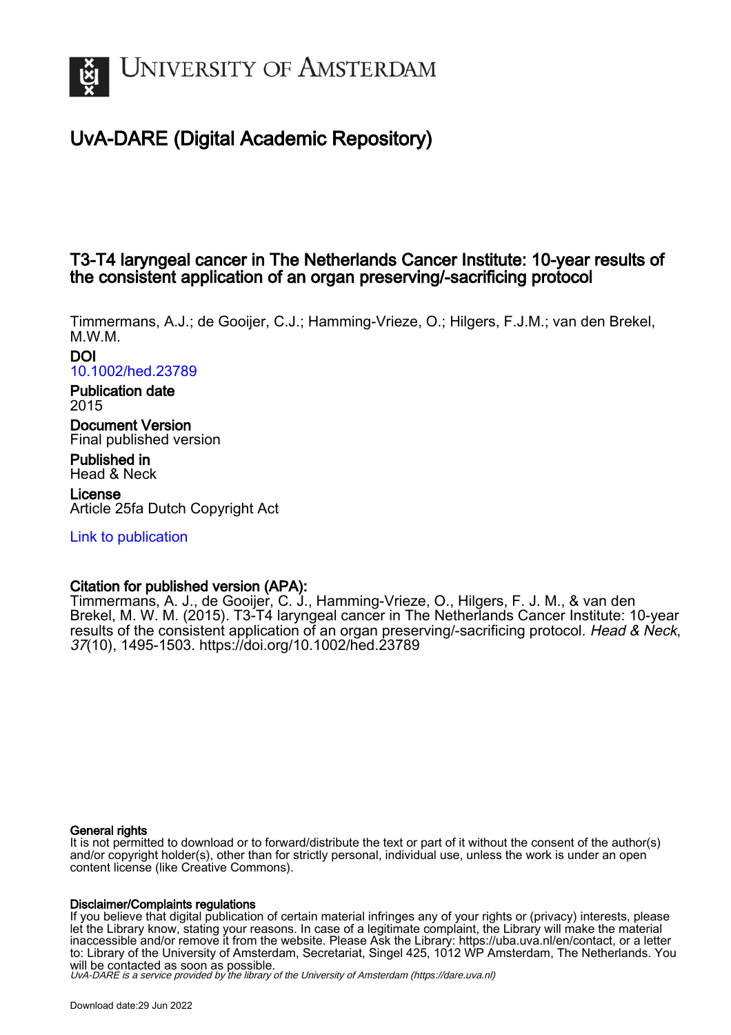# University of Amsterdam

## UvA-DARE (Digital Academic Repository)

### T3-T4 laryngeal cancer in The Netherlands Cancer Institute: 10-year results of the consistent application of an organ preserving/-sacrificing protocol

Timmermans, A.J.; de Gooijer, C.J.; Hamming-Vrieze, O.; Hilgers, F.J.M.; van den Brekel, M.W.M.

**DOI**
10.1002/hed.23789

**Publication date**
2015

**Document Version**
Final published version

**Published in**
Head & Neck

**License**
Article 25fa Dutch Copyright Act

Link to publication

**Citation for published version (APA):**
Timmermans, A. J., de Gooijer, C. J., Hamming-Vrieze, O., Hilgers, F. J. M., & van den Brekel, M. W. M. (2015). T3-T4 laryngeal cancer in The Netherlands Cancer Institute: 10-year results of the consistent application of an organ preserving/-sacrificing protocol. *Head & Neck*, *37*(10), 1495-1503. https://doi.org/10.1002/hed.23789

**General rights**
It is not permitted to download or to forward/distribute the text or part of it without the consent of the author(s) and/or copyright holder(s), other than for strictly personal, individual use, unless the work is under an open content license (like Creative Commons).

**Disclaimer/Complaints regulations**
If you believe that digital publication of certain material infringes any of your rights or (privacy) interests, please let the Library know, stating your reasons. In case of a legitimate complaint, the Library will make the material inaccessible and/or remove it from the website. Please Ask the Library: https://uba.uva.nl/en/contact, or a letter to: Library of the University of Amsterdam, Secretariat, Singel 425, 1012 WP Amsterdam, The Netherlands. You will be contacted as soon as possible.

*UvA-DARE is a service provided by the library of the University of Amsterdam (https://dare.uva.nl)*

Download date:29 Jun 2022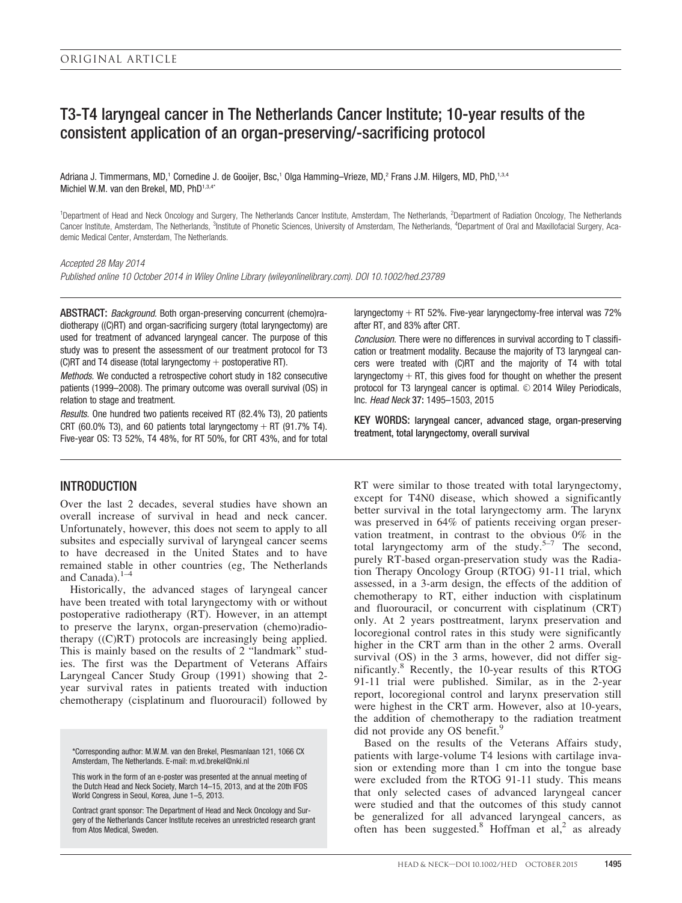ORIGINAL ARTICLE

# T3-T4 laryngeal cancer in The Netherlands Cancer Institute; 10-year results of the consistent application of an organ-preserving/-sacrificing protocol

Adriana J. Timmermans, MD,[1] Cornedine J. de Gooijer, Bsc,[1] Olga Hamming–Vrieze, MD,[2] Frans J.M. Hilgers, MD, PhD,[1,3,4] Michiel W.M. van den Brekel, MD, PhD[1,3,4*]

[1]Department of Head and Neck Oncology and Surgery, The Netherlands Cancer Institute, Amsterdam, The Netherlands, [2]Department of Radiation Oncology, The Netherlands Cancer Institute, Amsterdam, The Netherlands, [3]Institute of Phonetic Sciences, University of Amsterdam, The Netherlands, [4]Department of Oral and Maxillofacial Surgery, Academic Medical Center, Amsterdam, The Netherlands.

*Accepted 28 May 2014*

*Published online 10 October 2014 in Wiley Online Library (wileyonlinelibrary.com). DOI 10.1002/hed.23789*

**ABSTRACT:** *Background.* Both organ-preserving concurrent (chemo)radiotherapy ((C)RT) and organ-sacrificing surgery (total laryngectomy) are used for treatment of advanced laryngeal cancer. The purpose of this study was to present the assessment of our treatment protocol for T3 (C)RT and T4 disease (total laryngectomy + postoperative RT).

*Methods.* We conducted a retrospective cohort study in 182 consecutive patients (1999–2008). The primary outcome was overall survival (OS) in relation to stage and treatment.

*Results.* One hundred two patients received RT (82.4% T3), 20 patients CRT (60.0% T3), and 60 patients total laryngectomy + RT (91.7% T4). Five-year OS: T3 52%, T4 48%, for RT 50%, for CRT 43%, and for total laryngectomy + RT 52%. Five-year laryngectomy-free interval was 72% after RT, and 83% after CRT.

*Conclusion.* There were no differences in survival according to T classification or treatment modality. Because the majority of T3 laryngeal cancers were treated with (C)RT and the majority of T4 with total laryngectomy + RT, this gives food for thought on whether the present protocol for T3 laryngeal cancer is optimal. © 2014 Wiley Periodicals, Inc. *Head Neck* **37:** 1495–1503, 2015

**KEY WORDS:** laryngeal cancer, advanced stage, organ-preserving treatment, total laryngectomy, overall survival

## INTRODUCTION

Over the last 2 decades, several studies have shown an overall increase of survival in head and neck cancer. Unfortunately, however, this does not seem to apply to all subsites and especially survival of laryngeal cancer seems to have decreased in the United States and to have remained stable in other countries (eg, The Netherlands and Canada).[1–4]

Historically, the advanced stages of laryngeal cancer have been treated with total laryngectomy with or without postoperative radiotherapy (RT). However, in an attempt to preserve the larynx, organ-preservation (chemo)radiotherapy ((C)RT) protocols are increasingly being applied. This is mainly based on the results of 2 "landmark" studies. The first was the Department of Veterans Affairs Laryngeal Cancer Study Group (1991) showing that 2-year survival rates in patients treated with induction chemotherapy (cisplatinum and fluorouracil) followed by RT were similar to those treated with total laryngectomy, except for T4N0 disease, which showed a significantly better survival in the total laryngectomy arm. The larynx was preserved in 64% of patients receiving organ preservation treatment, in contrast to the obvious 0% in the total laryngectomy arm of the study.[5–7] The second, purely RT-based organ-preservation study was the Radiation Therapy Oncology Group (RTOG) 91-11 trial, which assessed, in a 3-arm design, the effects of the addition of chemotherapy to RT, either induction with cisplatinum and fluorouracil, or concurrent with cisplatinum (CRT) only. At 2 years posttreatment, larynx preservation and locoregional control rates in this study were significantly higher in the CRT arm than in the other 2 arms. Overall survival (OS) in the 3 arms, however, did not differ significantly.[8] Recently, the 10-year results of this RTOG 91-11 trial were published. Similar, as in the 2-year report, locoregional control and larynx preservation still were highest in the CRT arm. However, also at 10-years, the addition of chemotherapy to the radiation treatment did not provide any OS benefit.[9]

Based on the results of the Veterans Affairs study, patients with large-volume T4 lesions with cartilage invasion or extending more than 1 cm into the tongue base were excluded from the RTOG 91-11 study. This means that only selected cases of advanced laryngeal cancer were studied and that the outcomes of this study cannot be generalized for all advanced laryngeal cancers, as often has been suggested.[8] Hoffman et al,[2] as already

*Corresponding author: M.W.M. van den Brekel, Plesmanlaan 121, 1066 CX Amsterdam, The Netherlands. E-mail: m.vd.brekel@nki.nl

This work in the form of an e-poster was presented at the annual meeting of the Dutch Head and Neck Society, March 14–15, 2013, and at the 20th IFOS World Congress in Seoul, Korea, June 1–5, 2013.

Contract grant sponsor: The Department of Head and Neck Oncology and Surgery of the Netherlands Cancer Institute receives an unrestricted research grant from Atos Medical, Sweden.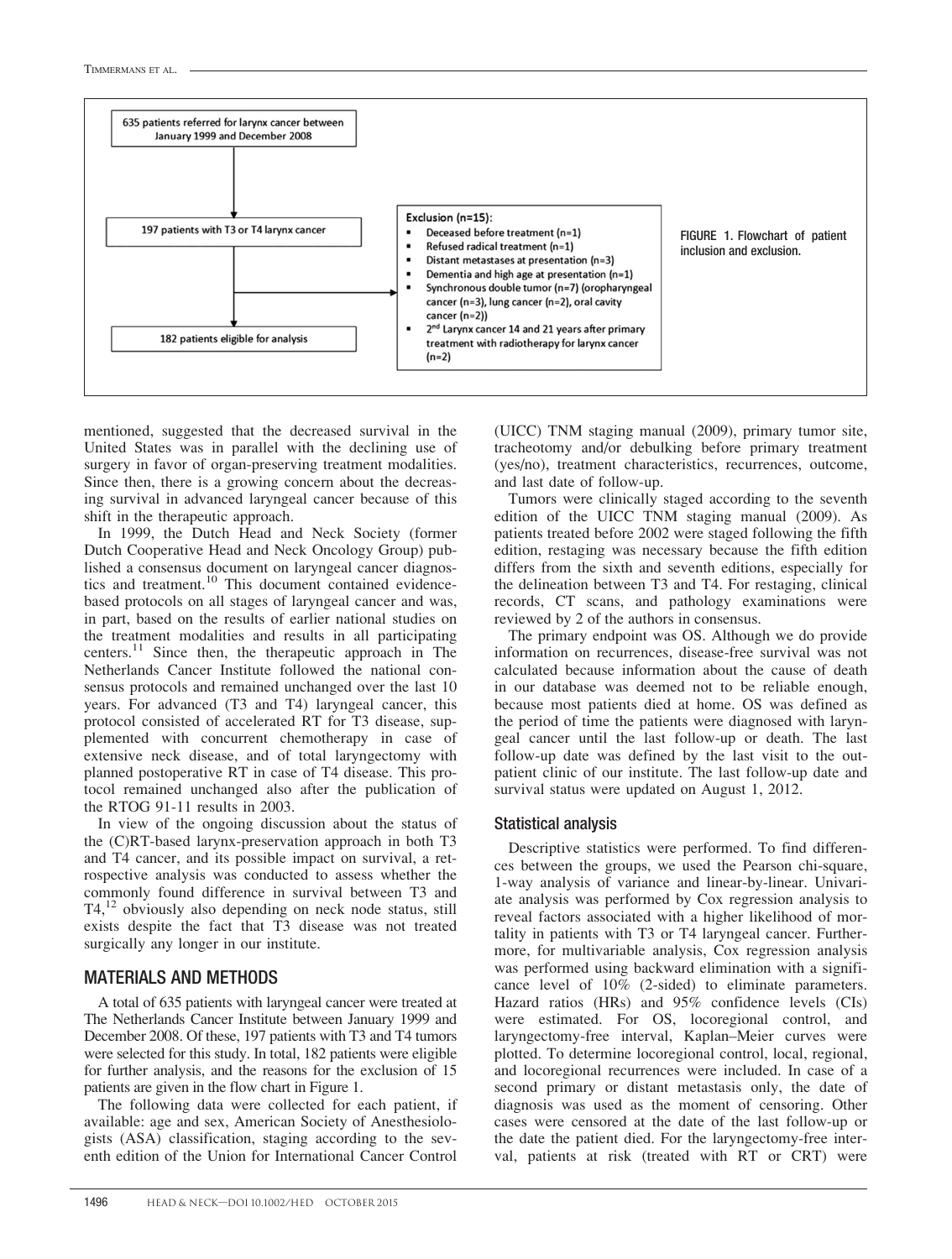635 patients referred for larynx cancer between January 1999 and December 2008

197 patients with T3 or T4 larynx cancer

Exclusion (n=15):

- Deceased before treatment (n=1)
- Refused radical treatment (n=1)
- Distant metastases at presentation (n=3)
- Dementia and high age at presentation (n=1)
- Synchronous double tumor (n=7) (oropharyngeal cancer (n=3), lung cancer (n=2), oral cavity cancer (n=2))
- 2nd Larynx cancer 14 and 21 years after primary treatment with radiotherapy for larynx cancer (n=2)

182 patients eligible for analysis

FIGURE 1. Flowchart of patient inclusion and exclusion.

mentioned, suggested that the decreased survival in the United States was in parallel with the declining use of surgery in favor of organ-preserving treatment modalities. Since then, there is a growing concern about the decreasing survival in advanced laryngeal cancer because of this shift in the therapeutic approach.

In 1999, the Dutch Head and Neck Society (former Dutch Cooperative Head and Neck Oncology Group) published a consensus document on laryngeal cancer diagnostics and treatment.[10] This document contained evidence-based protocols on all stages of laryngeal cancer and was, in part, based on the results of earlier national studies on the treatment modalities and results in all participating centers.[11] Since then, the therapeutic approach in The Netherlands Cancer Institute followed the national consensus protocols and remained unchanged over the last 10 years. For advanced (T3 and T4) laryngeal cancer, this protocol consisted of accelerated RT for T3 disease, supplemented with concurrent chemotherapy in case of extensive neck disease, and of total laryngectomy with planned postoperative RT in case of T4 disease. This protocol remained unchanged also after the publication of the RTOG 91-11 results in 2003.

In view of the ongoing discussion about the status of the (C)RT-based larynx-preservation approach in both T3 and T4 cancer, and its possible impact on survival, a retrospective analysis was conducted to assess whether the commonly found difference in survival between T3 and T4,[12] obviously also depending on neck node status, still exists despite the fact that T3 disease was not treated surgically any longer in our institute.

## MATERIALS AND METHODS

A total of 635 patients with laryngeal cancer were treated at The Netherlands Cancer Institute between January 1999 and December 2008. Of these, 197 patients with T3 and T4 tumors were selected for this study. In total, 182 patients were eligible for further analysis, and the reasons for the exclusion of 15 patients are given in the flow chart in Figure 1.

The following data were collected for each patient, if available: age and sex, American Society of Anesthesiologists (ASA) classification, staging according to the seventh edition of the Union for International Cancer Control (UICC) TNM staging manual (2009), primary tumor site, tracheotomy and/or debulking before primary treatment (yes/no), treatment characteristics, recurrences, outcome, and last date of follow-up.

Tumors were clinically staged according to the seventh edition of the UICC TNM staging manual (2009). As patients treated before 2002 were staged following the fifth edition, restaging was necessary because the fifth edition differs from the sixth and seventh editions, especially for the delineation between T3 and T4. For restaging, clinical records, CT scans, and pathology examinations were reviewed by 2 of the authors in consensus.

The primary endpoint was OS. Although we do provide information on recurrences, disease-free survival was not calculated because information about the cause of death in our database was deemed not to be reliable enough, because most patients died at home. OS was defined as the period of time the patients were diagnosed with laryngeal cancer until the last follow-up or death. The last follow-up date was defined by the last visit to the outpatient clinic of our institute. The last follow-up date and survival status were updated on August 1, 2012.

### Statistical analysis

Descriptive statistics were performed. To find differences between the groups, we used the Pearson chi-square, 1-way analysis of variance and linear-by-linear. Univariate analysis was performed by Cox regression analysis to reveal factors associated with a higher likelihood of mortality in patients with T3 or T4 laryngeal cancer. Furthermore, for multivariable analysis, Cox regression analysis was performed using backward elimination with a significance level of 10% (2-sided) to eliminate parameters. Hazard ratios (HRs) and 95% confidence levels (CIs) were estimated. For OS, locoregional control, and laryngectomy-free interval, Kaplan–Meier curves were plotted. To determine locoregional control, local, regional, and locoregional recurrences were included. In case of a second primary or distant metastasis only, the date of diagnosis was used as the moment of censoring. Other cases were censored at the date of the last follow-up or the date the patient died. For the laryngectomy-free interval, patients at risk (treated with RT or CRT) were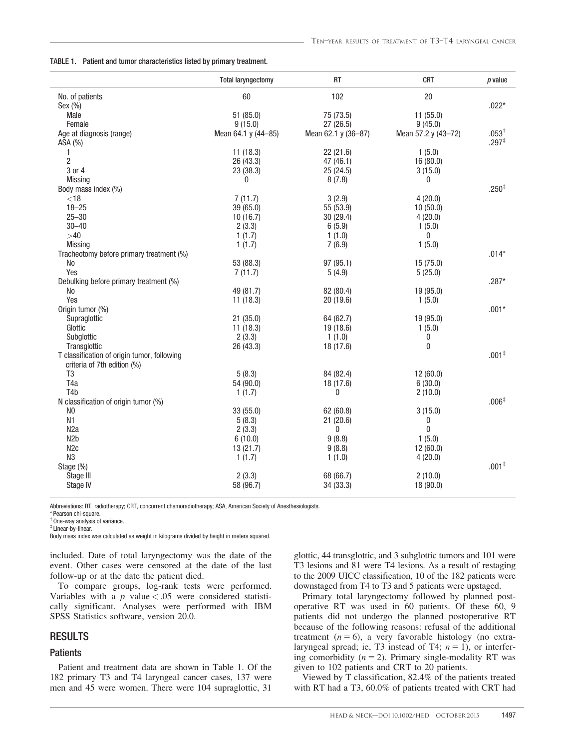TABLE 1. Patient and tumor characteristics listed by primary treatment.

| | Total laryngectomy | RT | CRT | p value |
|---|---|---|---|---|
| No. of patients | 60 | 102 | 20 | |
| Sex (%) | | | | .022* |
| Male | 51 (85.0) | 75 (73.5) | 11 (55.0) | |
| Female | 9 (15.0) | 27 (26.5) | 9 (45.0) | |
| Age at diagnosis (range) | Mean 64.1 y (44–85) | Mean 62.1 y (36–87) | Mean 57.2 y (43–72) | .053† |
| ASA (%) | | | | .297‡ |
| 1 | 11 (18.3) | 22 (21.6) | 1 (5.0) | |
| 2 | 26 (43.3) | 47 (46.1) | 16 (80.0) | |
| 3 or 4 | 23 (38.3) | 25 (24.5) | 3 (15.0) | |
| Missing | 0 | 8 (7.8) | 0 | |
| Body mass index (%) | | | | .250‡ |
| <18 | 7 (11.7) | 3 (2.9) | 4 (20.0) | |
| 18–25 | 39 (65.0) | 55 (53.9) | 10 (50.0) | |
| 25–30 | 10 (16.7) | 30 (29.4) | 4 (20.0) | |
| 30–40 | 2 (3.3) | 6 (5.9) | 1 (5.0) | |
| >40 | 1 (1.7) | 1 (1.0) | 0 | |
| Missing | 1 (1.7) | 7 (6.9) | 1 (5.0) | |
| Tracheotomy before primary treatment (%) | | | | .014* |
| No | 53 (88.3) | 97 (95.1) | 15 (75.0) | |
| Yes | 7 (11.7) | 5 (4.9) | 5 (25.0) | |
| Debulking before primary treatment (%) | | | | .287* |
| No | 49 (81.7) | 82 (80.4) | 19 (95.0) | |
| Yes | 11 (18.3) | 20 (19.6) | 1 (5.0) | |
| Origin tumor (%) | | | | .001* |
| Supraglottic | 21 (35.0) | 64 (62.7) | 19 (95.0) | |
| Glottic | 11 (18.3) | 19 (18.6) | 1 (5.0) | |
| Subglottic | 2 (3.3) | 1 (1.0) | 0 | |
| Transglottic | 26 (43.3) | 18 (17.6) | 0 | |
| T classification of origin tumor, following criteria of 7th edition (%) | | | | .001‡ |
| T3 | 5 (8.3) | 84 (82.4) | 12 (60.0) | |
| T4a | 54 (90.0) | 18 (17.6) | 6 (30.0) | |
| T4b | 1 (1.7) | 0 | 2 (10.0) | |
| N classification of origin tumor (%) | | | | .006‡ |
| N0 | 33 (55.0) | 62 (60.8) | 3 (15.0) | |
| N1 | 5 (8.3) | 21 (20.6) | 0 | |
| N2a | 2 (3.3) | 0 | 0 | |
| N2b | 6 (10.0) | 9 (8.8) | 1 (5.0) | |
| N2c | 13 (21.7) | 9 (8.8) | 12 (60.0) | |
| N3 | 1 (1.7) | 1 (1.0) | 4 (20.0) | |
| Stage (%) | | | | .001‡ |
| Stage III | 2 (3.3) | 68 (66.7) | 2 (10.0) | |
| Stage IV | 58 (96.7) | 34 (33.3) | 18 (90.0) | |

Abbreviations: RT, radiotherapy; CRT, concurrent chemoradiotherapy; ASA, American Society of Anesthesiologists.
* Pearson chi-square.
† One-way analysis of variance.
‡ Linear-by-linear.
Body mass index was calculated as weight in kilograms divided by height in meters squared.

included. Date of total laryngectomy was the date of the event. Other cases were censored at the date of the last follow-up or at the date the patient died.

To compare groups, log-rank tests were performed. Variables with a $p$ value $< .05$ were considered statistically significant. Analyses were performed with IBM SPSS Statistics software, version 20.0.

## RESULTS

### Patients

Patient and treatment data are shown in Table 1. Of the 182 primary T3 and T4 laryngeal cancer cases, 137 were men and 45 were women. There were 104 supraglottic, 31 glottic, 44 transglottic, and 3 subglottic tumors and 101 were T3 lesions and 81 were T4 lesions. As a result of restaging to the 2009 UICC classification, 10 of the 182 patients were downstaged from T4 to T3 and 5 patients were upstaged.

Primary total laryngectomy followed by planned postoperative RT was used in 60 patients. Of these 60, 9 patients did not undergo the planned postoperative RT because of the following reasons: refusal of the additional treatment ($n = 6$), a very favorable histology (no extralaryngeal spread; ie, T3 instead of T4; $n = 1$), or interfering comorbidity ($n = 2$). Primary single-modality RT was given to 102 patients and CRT to 20 patients.

Viewed by T classification, 82.4% of the patients treated with RT had a T3, 60.0% of patients treated with CRT had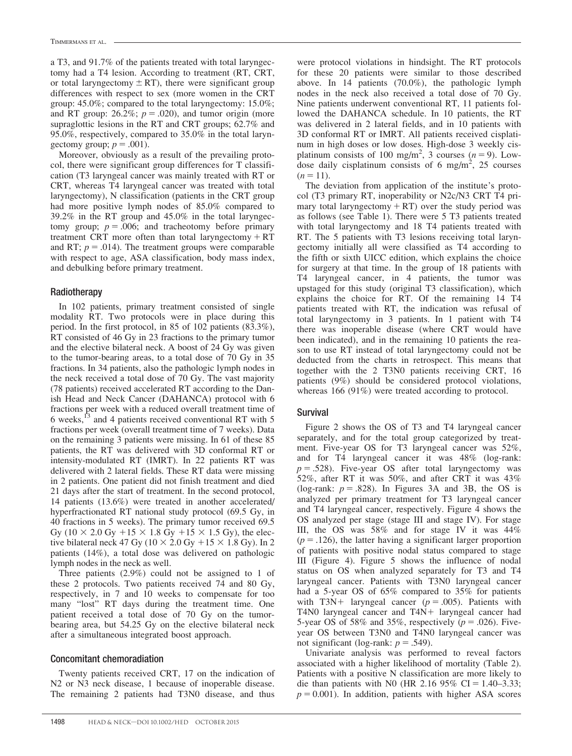a T3, and 91.7% of the patients treated with total laryngectomy had a T4 lesion. According to treatment (RT, CRT, or total laryngectomy ± RT), there were significant group differences with respect to sex (more women in the CRT group: 45.0%; compared to the total laryngectomy: 15.0%; and RT group: 26.2%; $p = .020$), and tumor origin (more supraglottic lesions in the RT and CRT groups; 62.7% and 95.0%, respectively, compared to 35.0% in the total laryngectomy group; $p = .001$).

Moreover, obviously as a result of the prevailing protocol, there were significant group differences for T classification (T3 laryngeal cancer was mainly treated with RT or CRT, whereas T4 laryngeal cancer was treated with total laryngectomy), N classification (patients in the CRT group had more positive lymph nodes of 85.0% compared to 39.2% in the RT group and 45.0% in the total laryngectomy group; $p = .006$; and tracheotomy before primary treatment CRT more often than total laryngectomy + RT and RT; $p = .014$). The treatment groups were comparable with respect to age, ASA classification, body mass index, and debulking before primary treatment.

## Radiotherapy

In 102 patients, primary treatment consisted of single modality RT. Two protocols were in place during this period. In the first protocol, in 85 of 102 patients (83.3%), RT consisted of 46 Gy in 23 fractions to the primary tumor and the elective bilateral neck. A boost of 24 Gy was given to the tumor-bearing areas, to a total dose of 70 Gy in 35 fractions. In 34 patients, also the pathologic lymph nodes in the neck received a total dose of 70 Gy. The vast majority (78 patients) received accelerated RT according to the Danish Head and Neck Cancer (DAHANCA) protocol with 6 fractions per week with a reduced overall treatment time of 6 weeks,[13] and 4 patients received conventional RT with 5 fractions per week (overall treatment time of 7 weeks). Data on the remaining 3 patients were missing. In 61 of these 85 patients, the RT was delivered with 3D conformal RT or intensity-modulated RT (IMRT). In 22 patients RT was delivered with 2 lateral fields. These RT data were missing in 2 patients. One patient did not finish treatment and died 21 days after the start of treatment. In the second protocol, 14 patients (13.6%) were treated in another accelerated/hyperfractionated RT national study protocol (69.5 Gy, in 40 fractions in 5 weeks). The primary tumor received 69.5 Gy (10 × 2.0 Gy +15 × 1.8 Gy +15 × 1.5 Gy), the elective bilateral neck 47 Gy (10 × 2.0 Gy +15 × 1.8 Gy). In 2 patients (14%), a total dose was delivered on pathologic lymph nodes in the neck as well.

Three patients (2.9%) could not be assigned to 1 of these 2 protocols. Two patients received 74 and 80 Gy, respectively, in 7 and 10 weeks to compensate for too many "lost" RT days during the treatment time. One patient received a total dose of 70 Gy on the tumor-bearing area, but 54.25 Gy on the elective bilateral neck after a simultaneous integrated boost approach.

## Concomitant chemoradiation

Twenty patients received CRT, 17 on the indication of N2 or N3 neck disease, 1 because of inoperable disease. The remaining 2 patients had T3N0 disease, and thus were protocol violations in hindsight. The RT protocols for these 20 patients were similar to those described above. In 14 patients (70.0%), the pathologic lymph nodes in the neck also received a total dose of 70 Gy. Nine patients underwent conventional RT, 11 patients followed the DAHANCA schedule. In 10 patients, the RT was delivered in 2 lateral fields, and in 10 patients with 3D conformal RT or IMRT. All patients received cisplatinum in high doses or low doses. High-dose 3 weekly cisplatinum consists of 100 mg/m$^2$, 3 courses ($n = 9$). Low-dose daily cisplatinum consists of 6 mg/m$^2$, 25 courses ($n = 11$).

The deviation from application of the institute's protocol (T3 primary RT, inoperability or N2c/N3 CRT T4 primary total laryngectomy + RT) over the study period was as follows (see Table 1). There were 5 T3 patients treated with total laryngectomy and 18 T4 patients treated with RT. The 5 patients with T3 lesions receiving total laryngectomy initially all were classified as T4 according to the fifth or sixth UICC edition, which explains the choice for surgery at that time. In the group of 18 patients with T4 laryngeal cancer, in 4 patients, the tumor was upstaged for this study (original T3 classification), which explains the choice for RT. Of the remaining 14 T4 patients treated with RT, the indication was refusal of total laryngectomy in 3 patients. In 1 patient with T4 there was inoperable disease (where CRT would have been indicated), and in the remaining 10 patients the reason to use RT instead of total laryngectomy could not be deducted from the charts in retrospect. This means that together with the 2 T3N0 patients receiving CRT, 16 patients (9%) should be considered protocol violations, whereas 166 (91%) were treated according to protocol.

## Survival

Figure 2 shows the OS of T3 and T4 laryngeal cancer separately, and for the total group categorized by treatment. Five-year OS for T3 laryngeal cancer was 52%, and for T4 laryngeal cancer it was 48% (log-rank: $p = .528$). Five-year OS after total laryngectomy was 52%, after RT it was 50%, and after CRT it was 43% (log-rank: $p = .828$). In Figures 3A and 3B, the OS is analyzed per primary treatment for T3 laryngeal cancer and T4 laryngeal cancer, respectively. Figure 4 shows the OS analyzed per stage (stage III and stage IV). For stage III, the OS was 58% and for stage IV it was 44% ($p = .126$), the latter having a significant larger proportion of patients with positive nodal status compared to stage III (Figure 4). Figure 5 shows the influence of nodal status on OS when analyzed separately for T3 and T4 laryngeal cancer. Patients with T3N0 laryngeal cancer had a 5-year OS of 65% compared to 35% for patients with T3N+ laryngeal cancer ($p = .005$). Patients with T4N0 laryngeal cancer and T4N+ laryngeal cancer had 5-year OS of 58% and 35%, respectively ($p = .026$). Five-year OS between T3N0 and T4N0 laryngeal cancer was not significant (log-rank: $p = .549$).

Univariate analysis was performed to reveal factors associated with a higher likelihood of mortality (Table 2). Patients with a positive N classification are more likely to die than patients with N0 (HR 2.16 95% CI = 1.40–3.33; $p = 0.001$). In addition, patients with higher ASA scores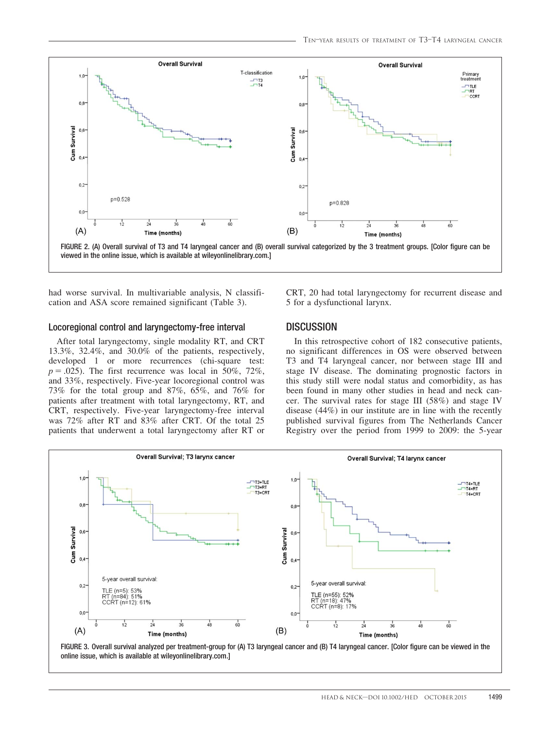FIGURE 2. (A) Overall survival of T3 and T4 laryngeal cancer and (B) overall survival categorized by the 3 treatment groups. [Color figure can be viewed in the online issue, which is available at wileyonlinelibrary.com.]

had worse survival. In multivariable analysis, N classification and ASA score remained significant (Table 3).

### Locoregional control and laryngectomy-free interval

After total laryngectomy, single modality RT, and CRT 13.3%, 32.4%, and 30.0% of the patients, respectively, developed 1 or more recurrences (chi-square test: $p = .025$). The first recurrence was local in 50%, 72%, and 33%, respectively. Five-year locoregional control was 73% for the total group and 87%, 65%, and 76% for patients after treatment with total laryngectomy, RT, and CRT, respectively. Five-year laryngectomy-free interval was 72% after RT and 83% after CRT. Of the total 25 patients that underwent a total laryngectomy after RT or CRT, 20 had total laryngectomy for recurrent disease and 5 for a dysfunctional larynx.

## DISCUSSION

In this retrospective cohort of 182 consecutive patients, no significant differences in OS were observed between T3 and T4 laryngeal cancer, nor between stage III and stage IV disease. The dominating prognostic factors in this study still were nodal status and comorbidity, as has been found in many other studies in head and neck cancer. The survival rates for stage III (58%) and stage IV disease (44%) in our institute are in line with the recently published survival figures from The Netherlands Cancer Registry over the period from 1999 to 2009: the 5-year

FIGURE 3. Overall survival analyzed per treatment-group for (A) T3 laryngeal cancer and (B) T4 laryngeal cancer. [Color figure can be viewed in the online issue, which is available at wileyonlinelibrary.com.]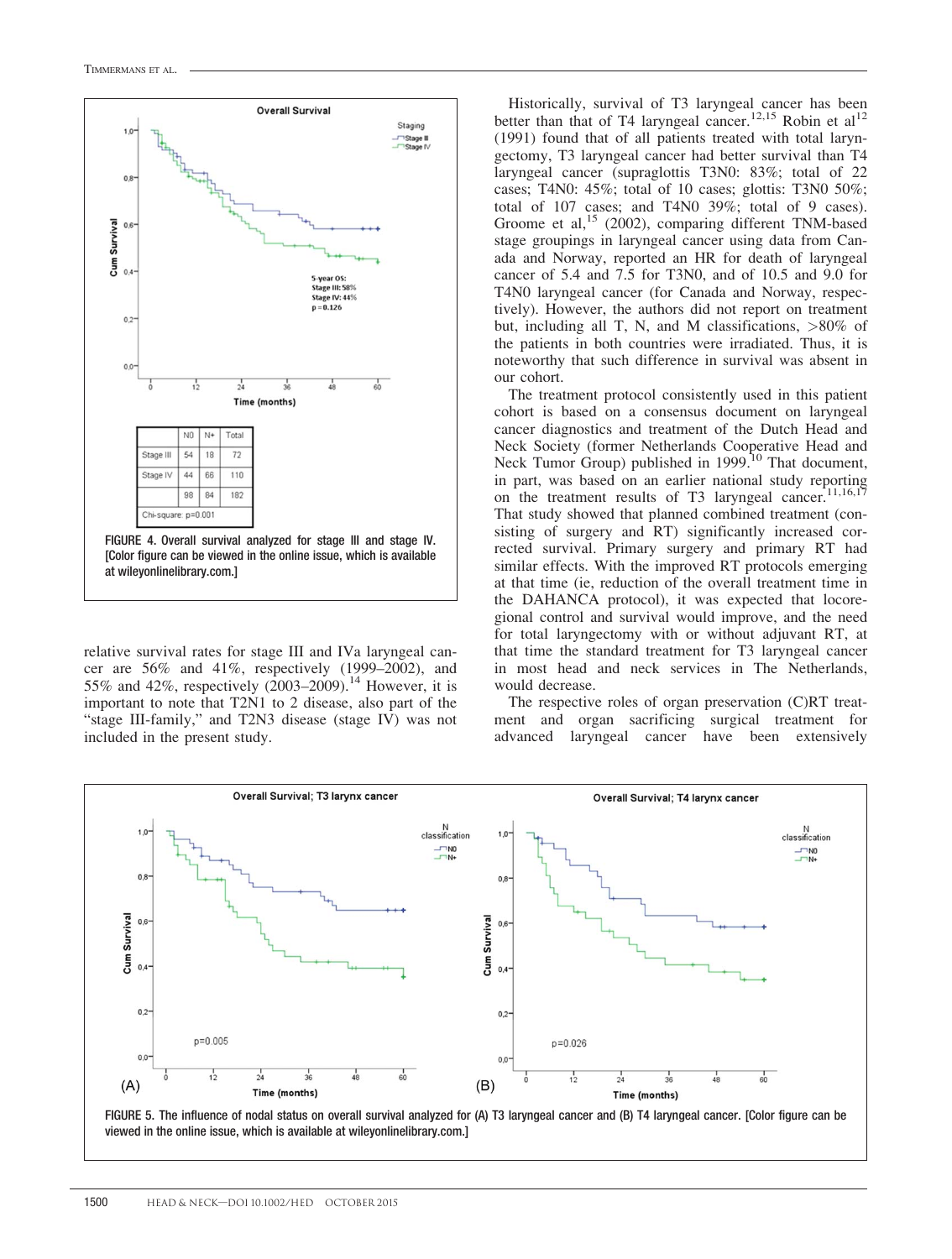FIGURE 4. Overall survival analyzed for stage III and stage IV. [Color figure can be viewed in the online issue, which is available at wileyonlinelibrary.com.]

relative survival rates for stage III and IVa laryngeal cancer are 56% and 41%, respectively (1999–2002), and 55% and 42%, respectively (2003–2009).[14] However, it is important to note that T2N1 to 2 disease, also part of the "stage III-family," and T2N3 disease (stage IV) was not included in the present study.

Historically, survival of T3 laryngeal cancer has been better than that of T4 laryngeal cancer.[12,15] Robin et al[12] (1991) found that of all patients treated with total laryngectomy, T3 laryngeal cancer had better survival than T4 laryngeal cancer (supraglottis T3N0: 83%; total of 22 cases; T4N0: 45%; total of 10 cases; glottis: T3N0 50%; total of 107 cases; and T4N0 39%; total of 9 cases). Groome et al,[15] (2002), comparing different TNM-based stage groupings in laryngeal cancer using data from Canada and Norway, reported an HR for death of laryngeal cancer of 5.4 and 7.5 for T3N0, and of 10.5 and 9.0 for T4N0 laryngeal cancer (for Canada and Norway, respectively). However, the authors did not report on treatment but, including all T, N, and M classifications, >80% of the patients in both countries were irradiated. Thus, it is noteworthy that such difference in survival was absent in our cohort.

The treatment protocol consistently used in this patient cohort is based on a consensus document on laryngeal cancer diagnostics and treatment of the Dutch Head and Neck Society (former Netherlands Cooperative Head and Neck Tumor Group) published in 1999.[10] That document, in part, was based on an earlier national study reporting on the treatment results of T3 laryngeal cancer.[11,16,17] That study showed that planned combined treatment (consisting of surgery and RT) significantly increased corrected survival. Primary surgery and primary RT had similar effects. With the improved RT protocols emerging at that time (ie, reduction of the overall treatment time in the DAHANCA protocol), it was expected that locoregional control and survival would improve, and the need for total laryngectomy with or without adjuvant RT, at that time the standard treatment for T3 laryngeal cancer in most head and neck services in The Netherlands, would decrease.

The respective roles of organ preservation (C)RT treatment and organ sacrificing surgical treatment for advanced laryngeal cancer have been extensively

FIGURE 5. The influence of nodal status on overall survival analyzed for (A) T3 laryngeal cancer and (B) T4 laryngeal cancer. [Color figure can be viewed in the online issue, which is available at wileyonlinelibrary.com.]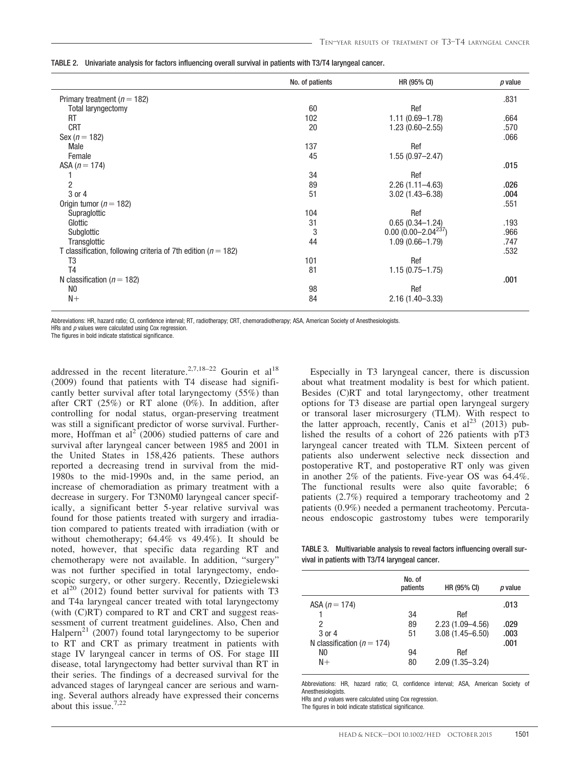TABLE 2. Univariate analysis for factors influencing overall survival in patients with T3/T4 laryngeal cancer.

| | No. of patients | HR (95% CI) | *p* value |
|---|---|---|---|
| Primary treatment ($n = 182$) | | | .831 |
| Total laryngectomy | 60 | Ref | |
| RT | 102 | 1.11 (0.69–1.78) | .664 |
| CRT | 20 | 1.23 (0.60–2.55) | .570 |
| Sex ($n = 182$) | | | .066 |
| Male | 137 | Ref | |
| Female | 45 | 1.55 (0.97–2.47) | |
| ASA ($n = 174$) | | | **.015** |
| 1 | 34 | Ref | |
| 2 | 89 | 2.26 (1.11–4.63) | **.026** |
| 3 or 4 | 51 | 3.02 (1.43–6.38) | **.004** |
| Origin tumor ($n = 182$) | | | .551 |
| Supraglottic | 104 | Ref | |
| Glottic | 31 | 0.65 (0.34–1.24) | .193 |
| Subglottic | 3 | $0.00$ ($0.00$–$2.04^{237}$) | .966 |
| Transglottic | 44 | 1.09 (0.66–1.79) | .747 |
| T classification, following criteria of 7th edition ($n = 182$) | | | .532 |
| T3 | 101 | Ref | |
| T4 | 81 | 1.15 (0.75–1.75) | |
| N classification ($n = 182$) | | | **.001** |
| N0 | 98 | Ref | |
| N+ | 84 | 2.16 (1.40–3.33) | |

Abbreviations: HR, hazard ratio; CI, confidence interval; RT, radiotherapy; CRT, chemoradiotherapy; ASA, American Society of Anesthesiologists.
HRs and *p* values were calculated using Cox regression.
The figures in bold indicate statistical significance.

addressed in the recent literature.[2,7,18–22] Gourin et al[18] (2009) found that patients with T4 disease had significantly better survival after total laryngectomy (55%) than after CRT (25%) or RT alone (0%). In addition, after controlling for nodal status, organ-preserving treatment was still a significant predictor of worse survival. Furthermore, Hoffman et al[2] (2006) studied patterns of care and survival after laryngeal cancer between 1985 and 2001 in the United States in 158,426 patients. These authors reported a decreasing trend in survival from the mid-1980s to the mid-1990s and, in the same period, an increase of chemoradiation as primary treatment with a decrease in surgery. For T3N0M0 laryngeal cancer specifically, a significant better 5-year relative survival was found for those patients treated with surgery and irradiation compared to patients treated with irradiation (with or without chemotherapy; 64.4% vs 49.4%). It should be noted, however, that specific data regarding RT and chemotherapy were not available. In addition, "surgery" was not further specified in total laryngectomy, endoscopic surgery, or other surgery. Recently, Dziegielewski et al[20] (2012) found better survival for patients with T3 and T4a laryngeal cancer treated with total laryngectomy (with (C)RT) compared to RT and CRT and suggest reassessment of current treatment guidelines. Also, Chen and Halpern[21] (2007) found total laryngectomy to be superior to RT and CRT as primary treatment in patients with stage IV laryngeal cancer in terms of OS. For stage III disease, total laryngectomy had better survival than RT in their series. The findings of a decreased survival for the advanced stages of laryngeal cancer are serious and warning. Several authors already have expressed their concerns about this issue.[7,22]

Especially in T3 laryngeal cancer, there is discussion about what treatment modality is best for which patient. Besides (C)RT and total laryngectomy, other treatment options for T3 disease are partial open laryngeal surgery or transoral laser microsurgery (TLM). With respect to the latter approach, recently, Canis et al[23] (2013) published the results of a cohort of 226 patients with pT3 laryngeal cancer treated with TLM. Sixteen percent of patients also underwent selective neck dissection and postoperative RT, and postoperative RT only was given in another 2% of the patients. Five-year OS was 64.4%. The functional results were also quite favorable; 6 patients (2.7%) required a temporary tracheotomy and 2 patients (0.9%) needed a permanent tracheotomy. Percutaneous endoscopic gastrostomy tubes were temporarily

TABLE 3. Multivariable analysis to reveal factors influencing overall survival in patients with T3/T4 laryngeal cancer.

| | No. of patients | HR (95% CI) | *p* value |
|---|---|---|---|
| ASA ($n = 174$) | | | **.013** |
| 1 | 34 | Ref | |
| 2 | 89 | 2.23 (1.09–4.56) | **.029** |
| 3 or 4 | 51 | 3.08 (1.45–6.50) | **.003** |
| N classification ($n = 174$) | | | **.001** |
| N0 | 94 | Ref | |
| N+ | 80 | 2.09 (1.35–3.24) | |

Abbreviations: HR, hazard ratio; CI, confidence interval; ASA, American Society of Anesthesiologists.
HRs and *p* values were calculated using Cox regression.
The figures in bold indicate statistical significance.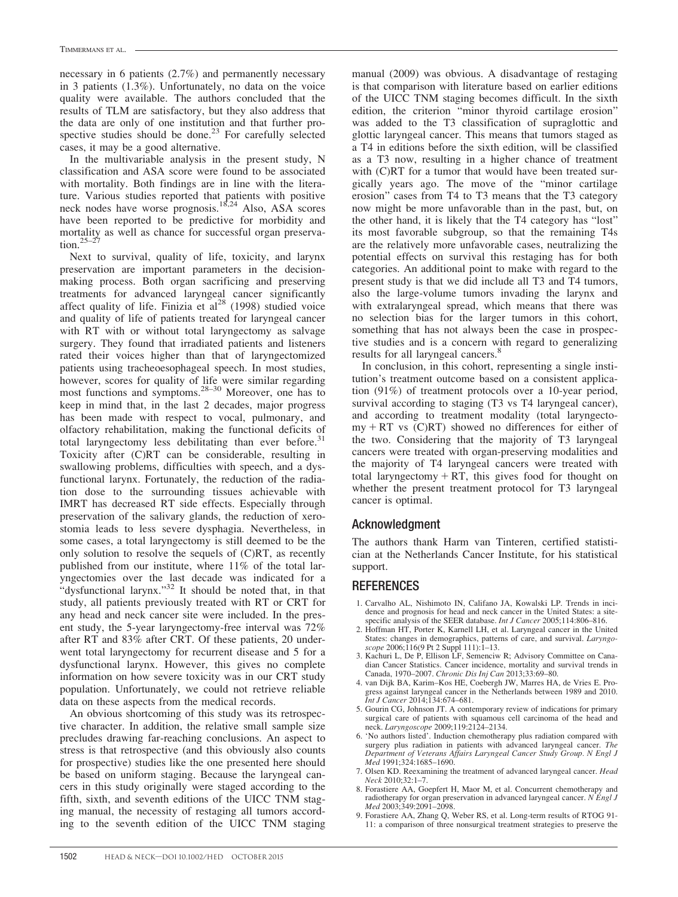necessary in 6 patients (2.7%) and permanently necessary in 3 patients (1.3%). Unfortunately, no data on the voice quality were available. The authors concluded that the results of TLM are satisfactory, but they also address that the data are only of one institution and that further prospective studies should be done.[23] For carefully selected cases, it may be a good alternative.

In the multivariable analysis in the present study, N classification and ASA score were found to be associated with mortality. Both findings are in line with the literature. Various studies reported that patients with positive neck nodes have worse prognosis.[18,24] Also, ASA scores have been reported to be predictive for morbidity and mortality as well as chance for successful organ preservation.[25–27]

Next to survival, quality of life, toxicity, and larynx preservation are important parameters in the decision-making process. Both organ sacrificing and preserving treatments for advanced laryngeal cancer significantly affect quality of life. Finizia et al[28] (1998) studied voice and quality of life of patients treated for laryngeal cancer with RT with or without total laryngectomy as salvage surgery. They found that irradiated patients and listeners rated their voices higher than that of laryngectomized patients using tracheoesophageal speech. In most studies, however, scores for quality of life were similar regarding most functions and symptoms.[28–30] Moreover, one has to keep in mind that, in the last 2 decades, major progress has been made with respect to vocal, pulmonary, and olfactory rehabilitation, making the functional deficits of total laryngectomy less debilitating than ever before.[31] Toxicity after (C)RT can be considerable, resulting in swallowing problems, difficulties with speech, and a dysfunctional larynx. Fortunately, the reduction of the radiation dose to the surrounding tissues achievable with IMRT has decreased RT side effects. Especially through preservation of the salivary glands, the reduction of xerostomia leads to less severe dysphagia. Nevertheless, in some cases, a total laryngectomy is still deemed to be the only solution to resolve the sequels of (C)RT, as recently published from our institute, where 11% of the total laryngectomies over the last decade was indicated for a "dysfunctional larynx."[32] It should be noted that, in that study, all patients previously treated with RT or CRT for any head and neck cancer site were included. In the present study, the 5-year laryngectomy-free interval was 72% after RT and 83% after CRT. Of these patients, 20 underwent total laryngectomy for recurrent disease and 5 for a dysfunctional larynx. However, this gives no complete information on how severe toxicity was in our CRT study population. Unfortunately, we could not retrieve reliable data on these aspects from the medical records.

An obvious shortcoming of this study was its retrospective character. In addition, the relative small sample size precludes drawing far-reaching conclusions. An aspect to stress is that retrospective (and this obviously also counts for prospective) studies like the one presented here should be based on uniform staging. Because the laryngeal cancers in this study originally were staged according to the fifth, sixth, and seventh editions of the UICC TNM staging manual, the necessity of restaging all tumors according to the seventh edition of the UICC TNM staging manual (2009) was obvious. A disadvantage of restaging is that comparison with literature based on earlier editions of the UICC TNM staging becomes difficult. In the sixth edition, the criterion "minor thyroid cartilage erosion" was added to the T3 classification of supraglottic and glottic laryngeal cancer. This means that tumors staged as a T4 in editions before the sixth edition, will be classified as a T3 now, resulting in a higher chance of treatment with (C)RT for a tumor that would have been treated surgically years ago. The move of the "minor cartilage erosion" cases from T4 to T3 means that the T3 category now might be more unfavorable than in the past, but, on the other hand, it is likely that the T4 category has "lost" its most favorable subgroup, so that the remaining T4s are the relatively more unfavorable cases, neutralizing the potential effects on survival this restaging has for both categories. An additional point to make with regard to the present study is that we did include all T3 and T4 tumors, also the large-volume tumors invading the larynx and with extralaryngeal spread, which means that there was no selection bias for the larger tumors in this cohort, something that has not always been the case in prospective studies and is a concern with regard to generalizing results for all laryngeal cancers.[8]

In conclusion, in this cohort, representing a single institution's treatment outcome based on a consistent application (91%) of treatment protocols over a 10-year period, survival according to staging (T3 vs T4 laryngeal cancer), and according to treatment modality (total laryngectomy + RT vs (C)RT) showed no differences for either of the two. Considering that the majority of T3 laryngeal cancers were treated with organ-preserving modalities and the majority of T4 laryngeal cancers were treated with total laryngectomy + RT, this gives food for thought on whether the present treatment protocol for T3 laryngeal cancer is optimal.

## Acknowledgment

The authors thank Harm van Tinteren, certified statistician at the Netherlands Cancer Institute, for his statistical support.

## REFERENCES

1. Carvalho AL, Nishimoto IN, Califano JA, Kowalski LP. Trends in incidence and prognosis for head and neck cancer in the United States: a site-specific analysis of the SEER database. *Int J Cancer* 2005;114:806–816.
2. Hoffman HT, Porter K, Karnell LH, et al. Laryngeal cancer in the United States: changes in demographics, patterns of care, and survival. *Laryngoscope* 2006;116(9 Pt 2 Suppl 111):1–13.
3. Kachuri L, De P, Ellison LF, Semenciw R; Advisory Committee on Canadian Cancer Statistics. Cancer incidence, mortality and survival trends in Canada, 1970–2007. *Chronic Dis Inj Can* 2013;33:69–80.
4. van Dijk BA, Karim–Kos HE, Coebergh JW, Marres HA, de Vries E. Progress against laryngeal cancer in the Netherlands between 1989 and 2010. *Int J Cancer* 2014;134:674–681.
5. Gourin CG, Johnson JT. A contemporary review of indications for primary surgical care of patients with squamous cell carcinoma of the head and neck. *Laryngoscope* 2009;119:2124–2134.
6. 'No authors listed'. Induction chemotherapy plus radiation compared with surgery plus radiation in patients with advanced laryngeal cancer. *The Department of Veterans Affairs Laryngeal Cancer Study Group. N Engl J Med* 1991;324:1685–1690.
7. Olsen KD. Reexamining the treatment of advanced laryngeal cancer. *Head Neck* 2010;32:1–7.
8. Forastiere AA, Goepfert H, Maor M, et al. Concurrent chemotherapy and radiotherapy for organ preservation in advanced laryngeal cancer. *N Engl J Med* 2003;349:2091–2098.
9. Forastiere AA, Zhang Q, Weber RS, et al. Long-term results of RTOG 91-11: a comparison of three nonsurgical treatment strategies to preserve the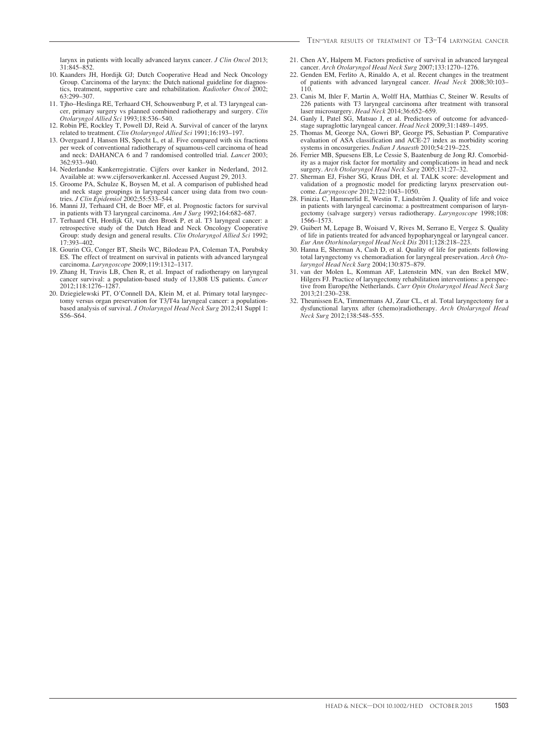larynx in patients with locally advanced larynx cancer. *J Clin Oncol* 2013; 31:845–852.

10. Kaanders JH, Hordijk GJ; Dutch Cooperative Head and Neck Oncology Group. Carcinoma of the larynx: the Dutch national guideline for diagnostics, treatment, supportive care and rehabilitation. *Radiother Oncol* 2002; 63:299–307.
11. Tjho–Heslinga RE, Terhaard CH, Schouwenburg P, et al. T3 laryngeal cancer, primary surgery vs planned combined radiotherapy and surgery. *Clin Otolaryngol Allied Sci* 1993;18:536–540.
12. Robin PE, Rockley T, Powell DJ, Reid A. Survival of cancer of the larynx related to treatment. *Clin Otolaryngol Allied Sci* 1991;16:193–197.
13. Overgaard J, Hansen HS, Specht L, et al. Five compared with six fractions per week of conventional radiotherapy of squamous-cell carcinoma of head and neck: DAHANCA 6 and 7 randomised controlled trial. *Lancet* 2003; 362:933–940.
14. Nederlandse Kankerregistratie. Cijfers over kanker in Nederland, 2012. Available at: www.cijfersoverkanker.nl. Accessed August 29, 2013.
15. Groome PA, Schulze K, Boysen M, et al. A comparison of published head and neck stage groupings in laryngeal cancer using data from two countries. *J Clin Epidemiol* 2002;55:533–544.
16. Manni JJ, Terhaard CH, de Boer MF, et al. Prognostic factors for survival in patients with T3 laryngeal carcinoma. *Am J Surg* 1992;164:682–687.
17. Terhaard CH, Hordijk GJ, van den Broek P, et al. T3 laryngeal cancer: a retrospective study of the Dutch Head and Neck Oncology Cooperative Group: study design and general results. *Clin Otolaryngol Allied Sci* 1992; 17:393–402.
18. Gourin CG, Conger BT, Sheils WC, Bilodeau PA, Coleman TA, Porubsky ES. The effect of treatment on survival in patients with advanced laryngeal carcinoma. *Laryngoscope* 2009;119:1312–1317.
19. Zhang H, Travis LB, Chen R, et al. Impact of radiotherapy on laryngeal cancer survival: a population-based study of 13,808 US patients. *Cancer* 2012;118:1276–1287.
20. Dziegielewski PT, O'Connell DA, Klein M, et al. Primary total laryngectomy versus organ preservation for T3/T4a laryngeal cancer: a population-based analysis of survival. *J Otolaryngol Head Neck Surg* 2012;41 Suppl 1: S56–S64.
21. Chen AY, Halpern M. Factors predictive of survival in advanced laryngeal cancer. *Arch Otolaryngol Head Neck Surg* 2007;133:1270–1276.
22. Genden EM, Ferlito A, Rinaldo A, et al. Recent changes in the treatment of patients with advanced laryngeal cancer. *Head Neck* 2008;30:103–110.
23. Canis M, Ihler F, Martin A, Wolff HA, Matthias C, Steiner W. Results of 226 patients with T3 laryngeal carcinoma after treatment with transoral laser microsurgery. *Head Neck* 2014;36:652–659.
24. Ganly I, Patel SG, Matsuo J, et al. Predictors of outcome for advanced-stage supraglottic laryngeal cancer. *Head Neck* 2009;31:1489–1495.
25. Thomas M, George NA, Gowri BP, George PS, Sebastian P. Comparative evaluation of ASA classification and ACE-27 index as morbidity scoring systems in oncosurgeries. *Indian J Anaesth* 2010;54:219–225.
26. Ferrier MB, Spuesens EB, Le Cessie S, Baatenburg de Jong RJ. Comorbidity as a major risk factor for mortality and complications in head and neck surgery. *Arch Otolaryngol Head Neck Surg* 2005;131:27–32.
27. Sherman EJ, Fisher SG, Kraus DH, et al. TALK score: development and validation of a prognostic model for predicting larynx preservation outcome. *Laryngoscope* 2012;122:1043–1050.
28. Finizia C, Hammerlid E, Westin T, Lindström J. Quality of life and voice in patients with laryngeal carcinoma: a posttreatment comparison of laryngectomy (salvage surgery) versus radiotherapy. *Laryngoscope* 1998;108: 1566–1573.
29. Guibert M, Lepage B, Woisard V, Rives M, Serrano E, Vergez S. Quality of life in patients treated for advanced hypopharyngeal or laryngeal cancer. *Eur Ann Otorhinolaryngol Head Neck Dis* 2011;128:218–223.
30. Hanna E, Sherman A, Cash D, et al. Quality of life for patients following total laryngectomy vs chemoradiation for laryngeal preservation. *Arch Otolaryngol Head Neck Surg* 2004;130:875–879.
31. van der Molen L, Komman AF, Latenstein MN, van den Brekel MW, Hilgers FJ. Practice of laryngectomy rehabilitation interventions: a perspective from Europe/the Netherlands. *Curr Opin Otolaryngol Head Neck Surg* 2013;21:230–238.
32. Theunissen EA, Timmermans AJ, Zuur CL, et al. Total laryngectomy for a dysfunctional larynx after (chemo)radiotherapy. *Arch Otolaryngol Head Neck Surg* 2012;138:548–555.